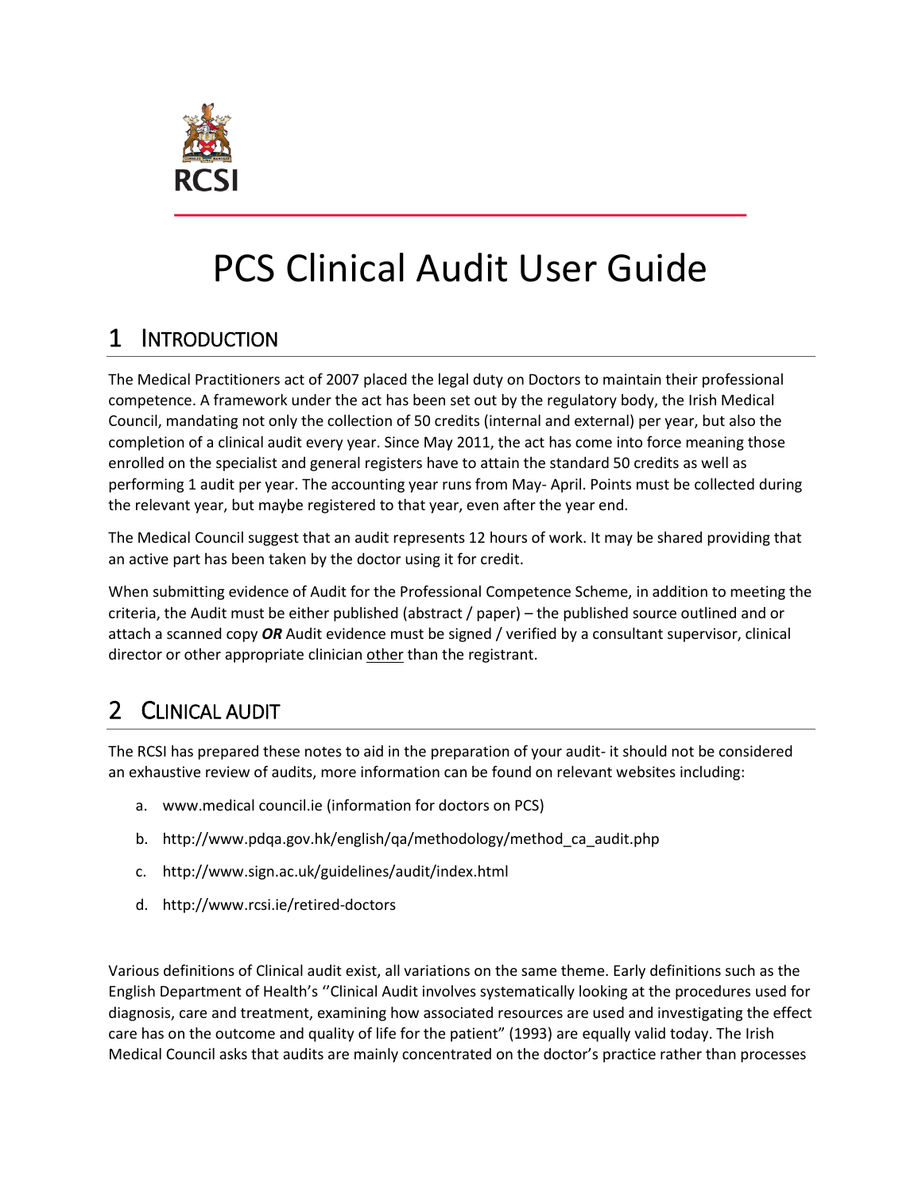RCSI

# PCS Clinical Audit User Guide

## 1 Introduction

The Medical Practitioners act of 2007 placed the legal duty on Doctors to maintain their professional competence. A framework under the act has been set out by the regulatory body, the Irish Medical Council, mandating not only the collection of 50 credits (internal and external) per year, but also the completion of a clinical audit every year. Since May 2011, the act has come into force meaning those enrolled on the specialist and general registers have to attain the standard 50 credits as well as performing 1 audit per year. The accounting year runs from May- April. Points must be collected during the relevant year, but maybe registered to that year, even after the year end.

The Medical Council suggest that an audit represents 12 hours of work. It may be shared providing that an active part has been taken by the doctor using it for credit.

When submitting evidence of Audit for the Professional Competence Scheme, in addition to meeting the criteria, the Audit must be either published (abstract / paper) – the published source outlined and or attach a scanned copy ***OR*** Audit evidence must be signed / verified by a consultant supervisor, clinical director or other appropriate clinician <u>other</u> than the registrant.

## 2 Clinical Audit

The RCSI has prepared these notes to aid in the preparation of your audit- it should not be considered an exhaustive review of audits, more information can be found on relevant websites including:

a. www.medical council.ie (information for doctors on PCS)

b. http://www.pdqa.gov.hk/english/qa/methodology/method_ca_audit.php

c. http://www.sign.ac.uk/guidelines/audit/index.html

d. http://www.rcsi.ie/retired-doctors

Various definitions of Clinical audit exist, all variations on the same theme. Early definitions such as the English Department of Health's ''Clinical Audit involves systematically looking at the procedures used for diagnosis, care and treatment, examining how associated resources are used and investigating the effect care has on the outcome and quality of life for the patient" (1993) are equally valid today. The Irish Medical Council asks that audits are mainly concentrated on the doctor's practice rather than processes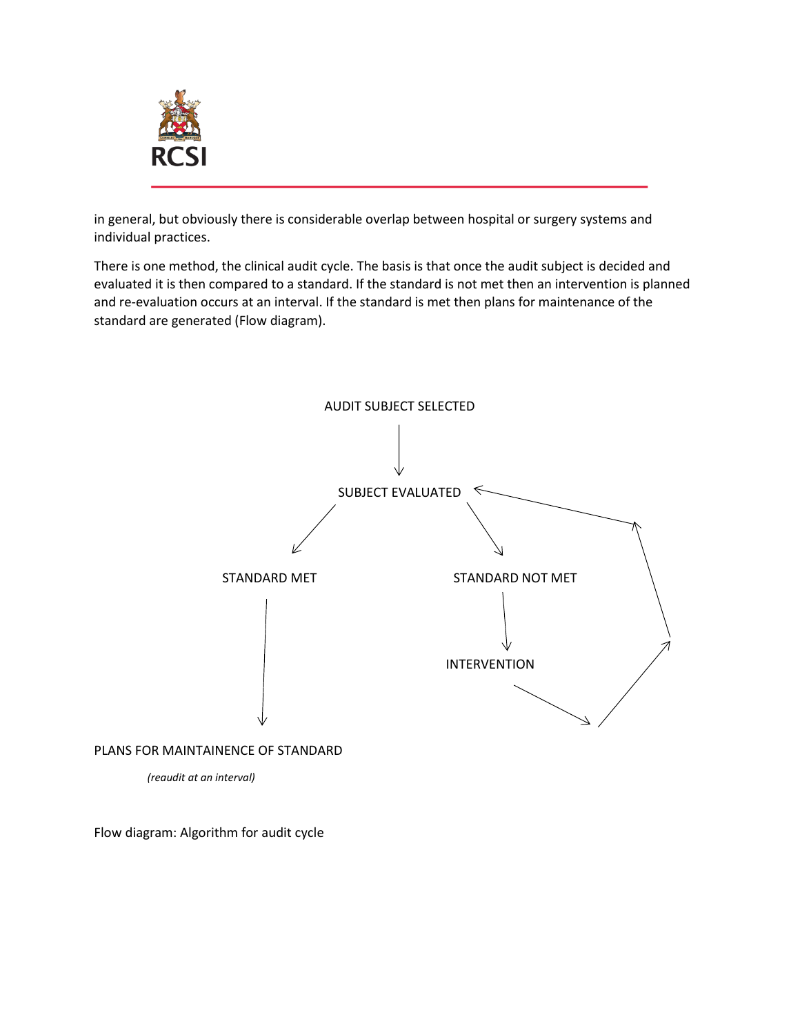in general, but obviously there is considerable overlap between hospital or surgery systems and individual practices.

There is one method, the clinical audit cycle. The basis is that once the audit subject is decided and evaluated it is then compared to a standard. If the standard is not met then an intervention is planned and re-evaluation occurs at an interval. If the standard is met then plans for maintenance of the standard are generated (Flow diagram).

AUDIT SUBJECT SELECTED

SUBJECT EVALUATED

STANDARD MET

STANDARD NOT MET

INTERVENTION

PLANS FOR MAINTAINENCE OF STANDARD

*(reaudit at an interval)*

Flow diagram: Algorithm for audit cycle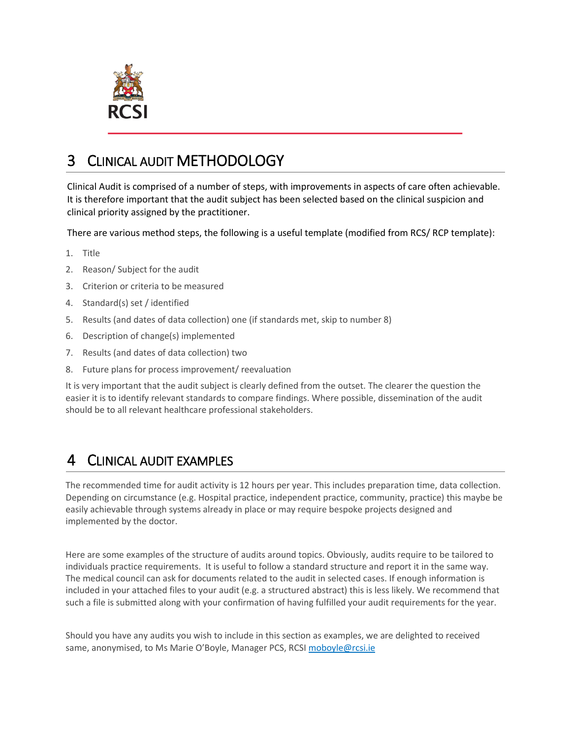# 3 CLINICAL AUDIT METHODOLOGY

Clinical Audit is comprised of a number of steps, with improvements in aspects of care often achievable. It is therefore important that the audit subject has been selected based on the clinical suspicion and clinical priority assigned by the practitioner.

There are various method steps, the following is a useful template (modified from RCS/ RCP template):

1. Title
2. Reason/ Subject for the audit
3. Criterion or criteria to be measured
4. Standard(s) set / identified
5. Results (and dates of data collection) one (if standards met, skip to number 8)
6. Description of change(s) implemented
7. Results (and dates of data collection) two
8. Future plans for process improvement/ reevaluation

It is very important that the audit subject is clearly defined from the outset. The clearer the question the easier it is to identify relevant standards to compare findings. Where possible, dissemination of the audit should be to all relevant healthcare professional stakeholders.

# 4 CLINICAL AUDIT EXAMPLES

The recommended time for audit activity is 12 hours per year. This includes preparation time, data collection. Depending on circumstance (e.g. Hospital practice, independent practice, community, practice) this maybe be easily achievable through systems already in place or may require bespoke projects designed and implemented by the doctor.

Here are some examples of the structure of audits around topics. Obviously, audits require to be tailored to individuals practice requirements. It is useful to follow a standard structure and report it in the same way. The medical council can ask for documents related to the audit in selected cases. If enough information is included in your attached files to your audit (e.g. a structured abstract) this is less likely. We recommend that such a file is submitted along with your confirmation of having fulfilled your audit requirements for the year.

Should you have any audits you wish to include in this section as examples, we are delighted to received same, anonymised, to Ms Marie O'Boyle, Manager PCS, RCSI moboyle@rcsi.ie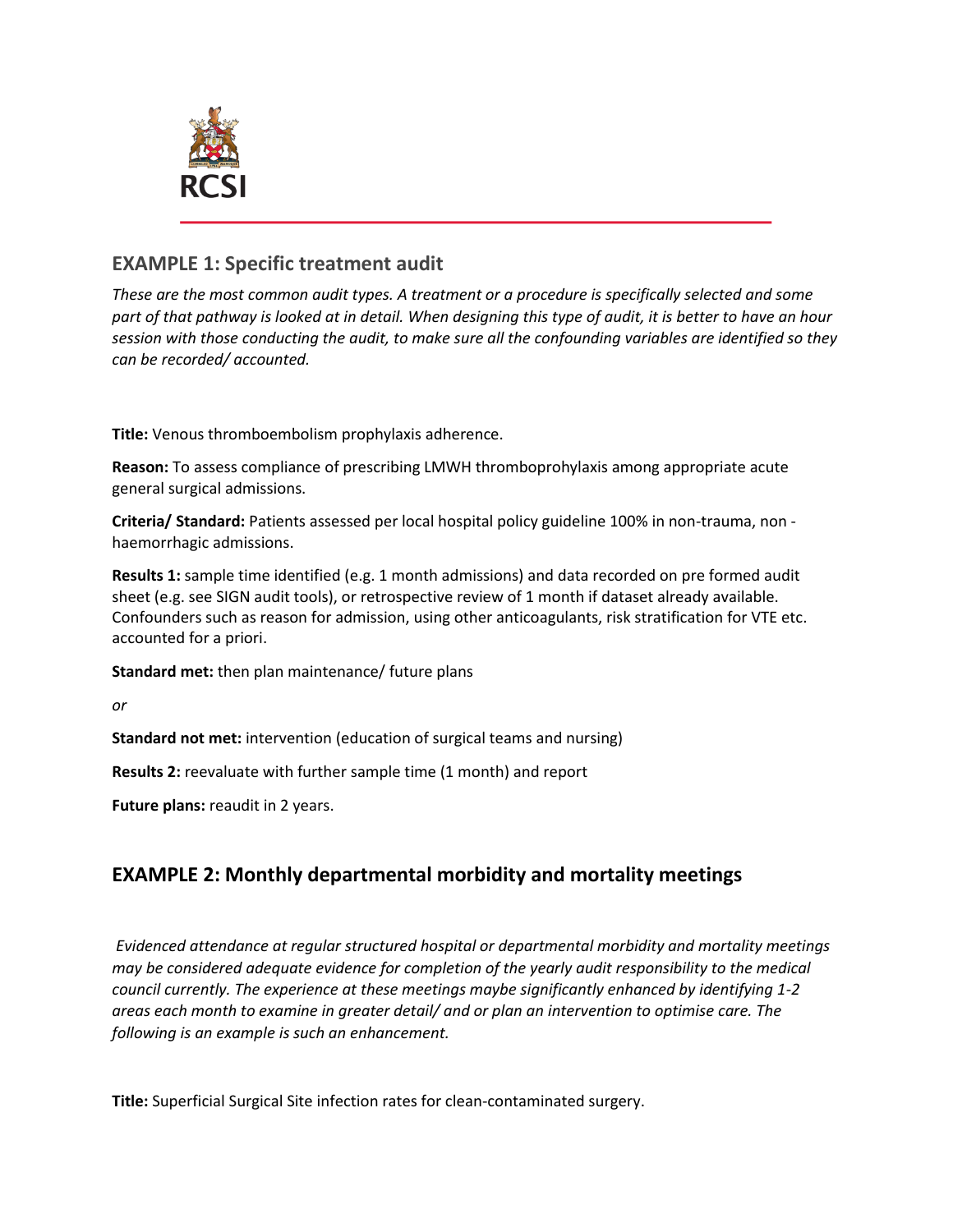## EXAMPLE 1: Specific treatment audit

*These are the most common audit types. A treatment or a procedure is specifically selected and some part of that pathway is looked at in detail. When designing this type of audit, it is better to have an hour session with those conducting the audit, to make sure all the confounding variables are identified so they can be recorded/ accounted.*

**Title:** Venous thromboembolism prophylaxis adherence.

**Reason:** To assess compliance of prescribing LMWH thromboprohylaxis among appropriate acute general surgical admissions.

**Criteria/ Standard:** Patients assessed per local hospital policy guideline 100% in non-trauma, non -haemorrhagic admissions.

**Results 1:** sample time identified (e.g. 1 month admissions) and data recorded on pre formed audit sheet (e.g. see SIGN audit tools), or retrospective review of 1 month if dataset already available. Confounders such as reason for admission, using other anticoagulants, risk stratification for VTE etc. accounted for a priori.

**Standard met:** then plan maintenance/ future plans

*or*

**Standard not met:** intervention (education of surgical teams and nursing)

**Results 2:** reevaluate with further sample time (1 month) and report

**Future plans:** reaudit in 2 years.

## EXAMPLE 2: Monthly departmental morbidity and mortality meetings

*Evidenced attendance at regular structured hospital or departmental morbidity and mortality meetings may be considered adequate evidence for completion of the yearly audit responsibility to the medical council currently. The experience at these meetings maybe significantly enhanced by identifying 1-2 areas each month to examine in greater detail/ and or plan an intervention to optimise care. The following is an example is such an enhancement.*

**Title:** Superficial Surgical Site infection rates for clean-contaminated surgery.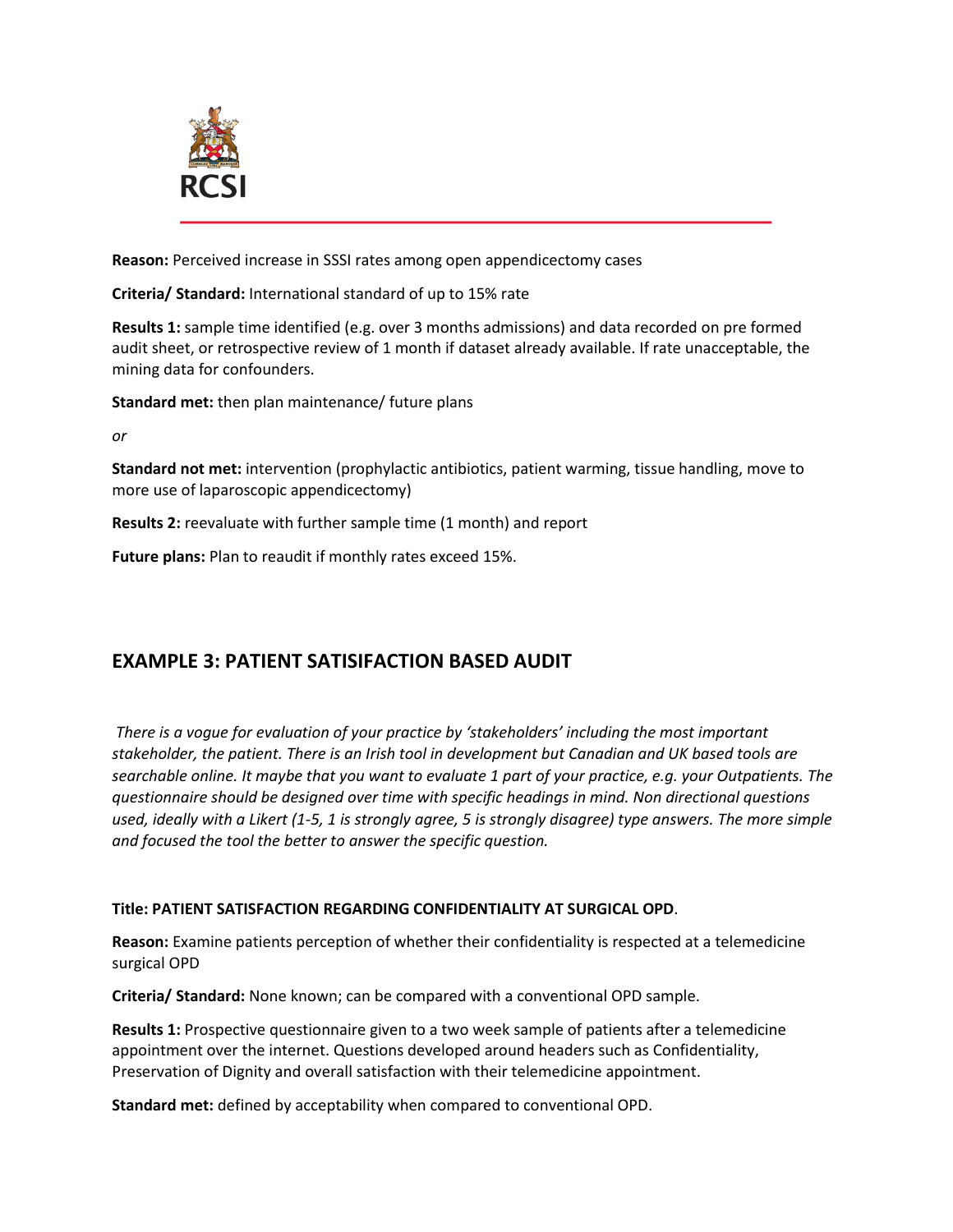**Reason:** Perceived increase in SSSI rates among open appendicectomy cases

**Criteria/ Standard:** International standard of up to 15% rate

**Results 1:** sample time identified (e.g. over 3 months admissions) and data recorded on pre formed audit sheet, or retrospective review of 1 month if dataset already available. If rate unacceptable, the mining data for confounders.

**Standard met:** then plan maintenance/ future plans

*or*

**Standard not met:** intervention (prophylactic antibiotics, patient warming, tissue handling, move to more use of laparoscopic appendicectomy)

**Results 2:** reevaluate with further sample time (1 month) and report

**Future plans:** Plan to reaudit if monthly rates exceed 15%.

## EXAMPLE 3: PATIENT SATISIFACTION BASED AUDIT

*There is a vogue for evaluation of your practice by 'stakeholders' including the most important stakeholder, the patient. There is an Irish tool in development but Canadian and UK based tools are searchable online. It maybe that you want to evaluate 1 part of your practice, e.g. your Outpatients. The questionnaire should be designed over time with specific headings in mind. Non directional questions used, ideally with a Likert (1-5, 1 is strongly agree, 5 is strongly disagree) type answers. The more simple and focused the tool the better to answer the specific question.*

**Title: PATIENT SATISFACTION REGARDING CONFIDENTIALITY AT SURGICAL OPD**.

**Reason:** Examine patients perception of whether their confidentiality is respected at a telemedicine surgical OPD

**Criteria/ Standard:** None known; can be compared with a conventional OPD sample.

**Results 1:** Prospective questionnaire given to a two week sample of patients after a telemedicine appointment over the internet. Questions developed around headers such as Confidentiality, Preservation of Dignity and overall satisfaction with their telemedicine appointment.

**Standard met:** defined by acceptability when compared to conventional OPD.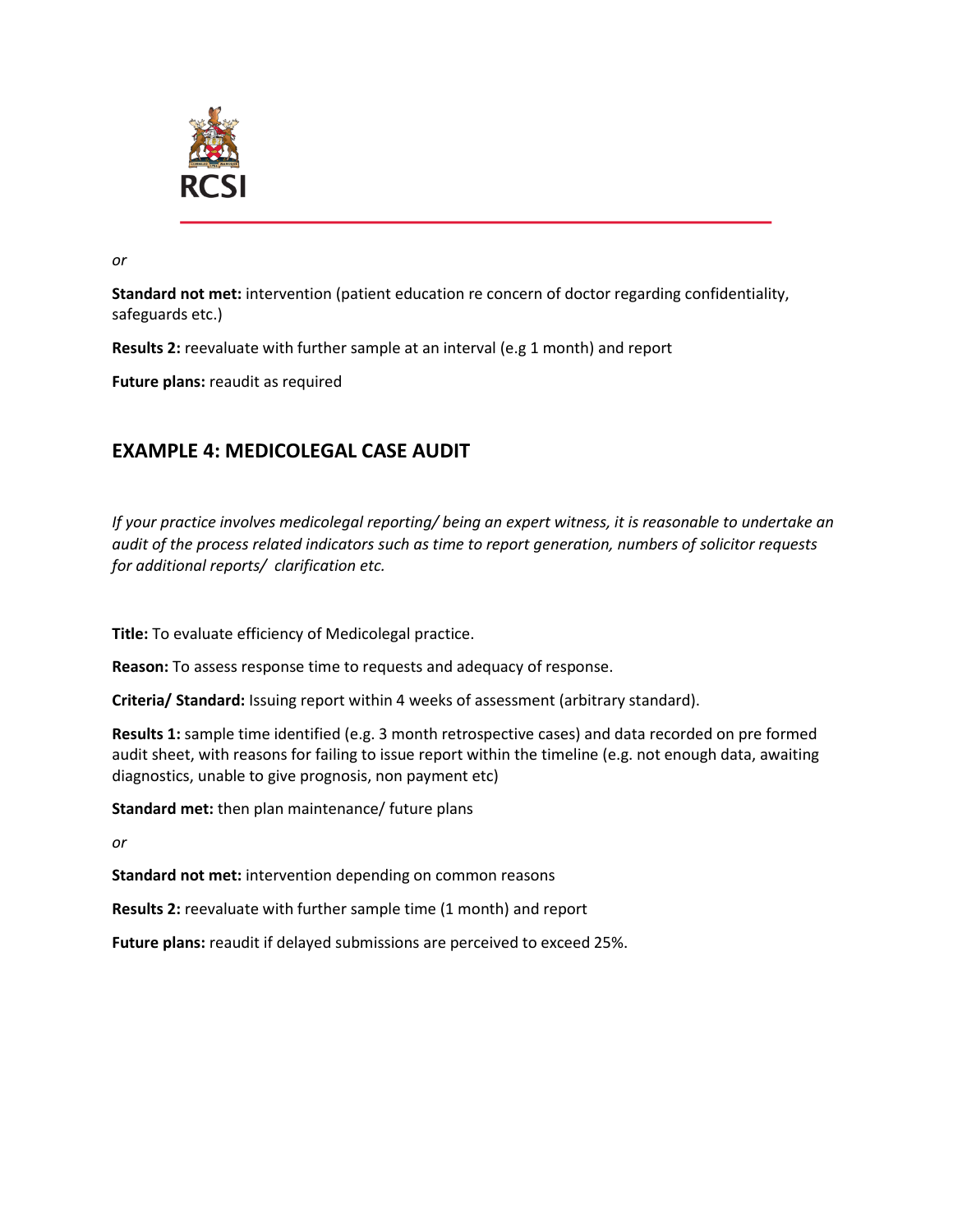*or*

**Standard not met:** intervention (patient education re concern of doctor regarding confidentiality, safeguards etc.)

**Results 2:** reevaluate with further sample at an interval (e.g 1 month) and report

**Future plans:** reaudit as required

## EXAMPLE 4: MEDICOLEGAL CASE AUDIT

*If your practice involves medicolegal reporting/ being an expert witness, it is reasonable to undertake an audit of the process related indicators such as time to report generation, numbers of solicitor requests for additional reports/ clarification etc.*

**Title:** To evaluate efficiency of Medicolegal practice.

**Reason:** To assess response time to requests and adequacy of response.

**Criteria/ Standard:** Issuing report within 4 weeks of assessment (arbitrary standard).

**Results 1:** sample time identified (e.g. 3 month retrospective cases) and data recorded on pre formed audit sheet, with reasons for failing to issue report within the timeline (e.g. not enough data, awaiting diagnostics, unable to give prognosis, non payment etc)

**Standard met:** then plan maintenance/ future plans

*or*

**Standard not met:** intervention depending on common reasons

**Results 2:** reevaluate with further sample time (1 month) and report

**Future plans:** reaudit if delayed submissions are perceived to exceed 25%.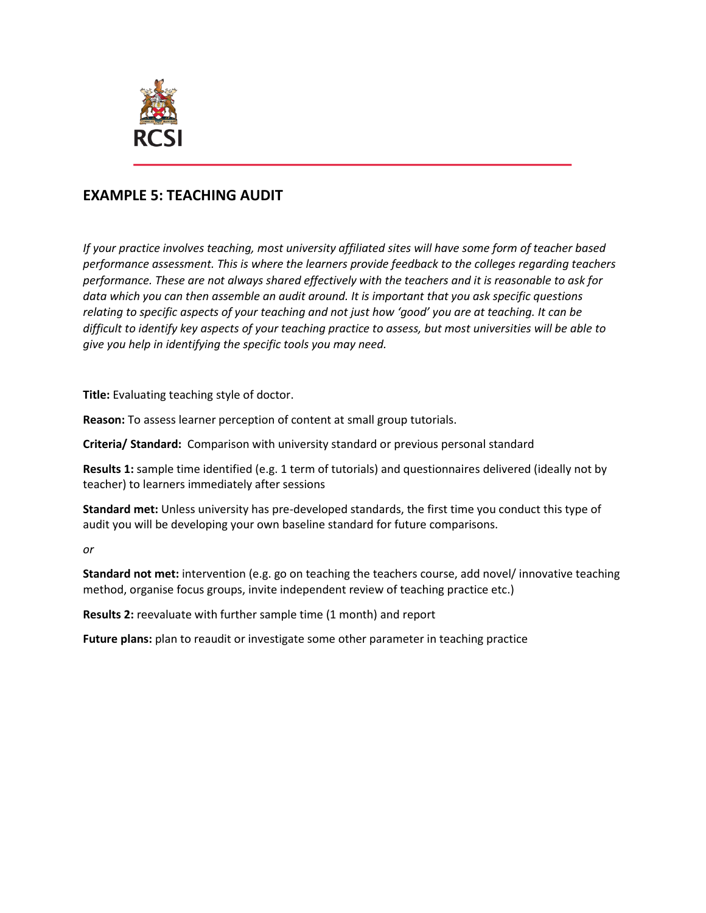## EXAMPLE 5: TEACHING AUDIT

*If your practice involves teaching, most university affiliated sites will have some form of teacher based performance assessment. This is where the learners provide feedback to the colleges regarding teachers performance. These are not always shared effectively with the teachers and it is reasonable to ask for data which you can then assemble an audit around. It is important that you ask specific questions relating to specific aspects of your teaching and not just how 'good' you are at teaching. It can be difficult to identify key aspects of your teaching practice to assess, but most universities will be able to give you help in identifying the specific tools you may need.*

**Title:** Evaluating teaching style of doctor.

**Reason:** To assess learner perception of content at small group tutorials.

**Criteria/ Standard:** Comparison with university standard or previous personal standard

**Results 1:** sample time identified (e.g. 1 term of tutorials) and questionnaires delivered (ideally not by teacher) to learners immediately after sessions

**Standard met:** Unless university has pre-developed standards, the first time you conduct this type of audit you will be developing your own baseline standard for future comparisons.

*or*

**Standard not met:** intervention (e.g. go on teaching the teachers course, add novel/ innovative teaching method, organise focus groups, invite independent review of teaching practice etc.)

**Results 2:** reevaluate with further sample time (1 month) and report

**Future plans:** plan to reaudit or investigate some other parameter in teaching practice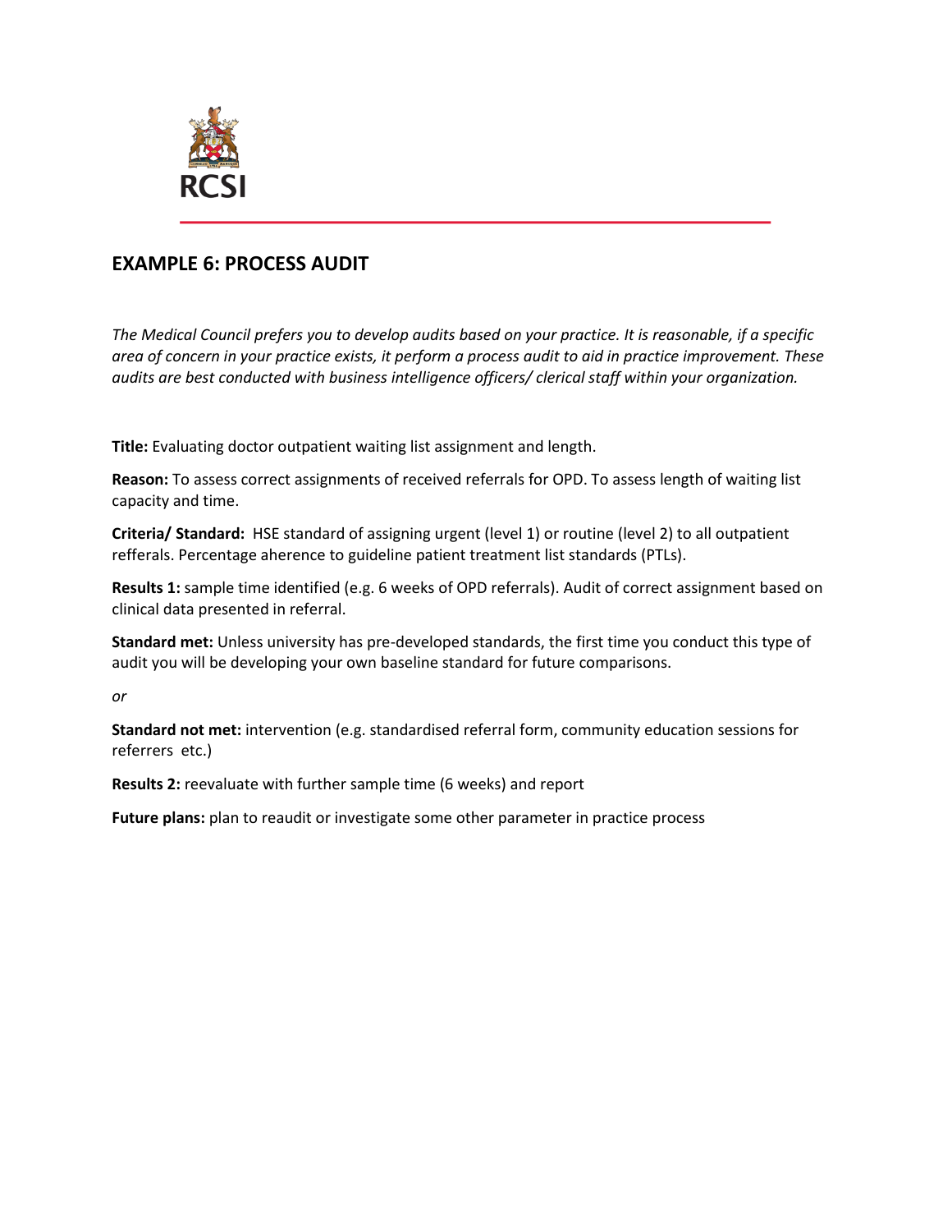## EXAMPLE 6: PROCESS AUDIT

*The Medical Council prefers you to develop audits based on your practice. It is reasonable, if a specific area of concern in your practice exists, it perform a process audit to aid in practice improvement. These audits are best conducted with business intelligence officers/ clerical staff within your organization.*

**Title:** Evaluating doctor outpatient waiting list assignment and length.

**Reason:** To assess correct assignments of received referrals for OPD. To assess length of waiting list capacity and time.

**Criteria/ Standard:** HSE standard of assigning urgent (level 1) or routine (level 2) to all outpatient refferals. Percentage aherence to guideline patient treatment list standards (PTLs).

**Results 1:** sample time identified (e.g. 6 weeks of OPD referrals). Audit of correct assignment based on clinical data presented in referral.

**Standard met:** Unless university has pre-developed standards, the first time you conduct this type of audit you will be developing your own baseline standard for future comparisons.

*or*

**Standard not met:** intervention (e.g. standardised referral form, community education sessions for referrers etc.)

**Results 2:** reevaluate with further sample time (6 weeks) and report

**Future plans:** plan to reaudit or investigate some other parameter in practice process